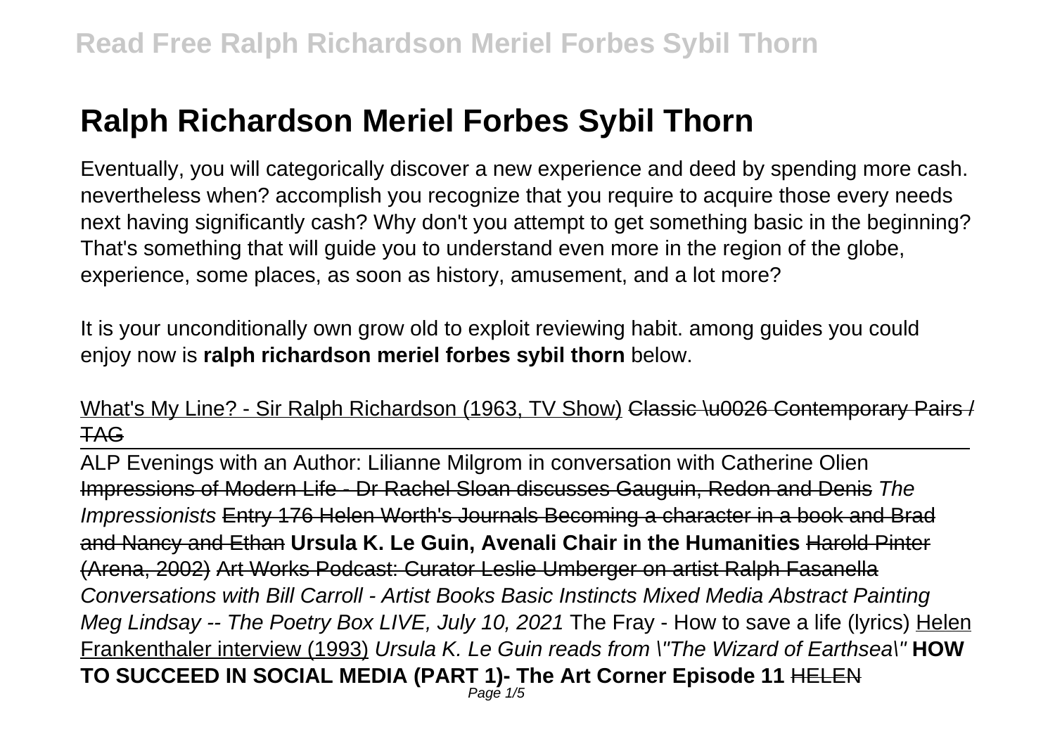# Ralph Richardson Meriel Forbes Sybil Thorn

Eventually, you will categorically discover a new experience and deed by spending more cash. nevertheless when? accomplish you recognize that you require to acquire those every needs next having significantly cash? Why don't you attempt to get something basic in the beginning? That's something that will guide you to understand even more in the region of the globe, experience, some places, as soon as history, amusement, and a lot more?

It is your unconditionally own grow old to exploit reviewing habit. among guides you could enjoy now is **ralph richardson meriel forbes sybil thorn** below.

What's My Line? - Sir Ralph Richardson (1963, TV Show) ~~Classic \u0026 Contemporary Pairs / TAG~~

ALP Evenings with an Author: Lilianne Milgrom in conversation with Catherine Olien ~~Impressions of Modern Life - Dr Rachel Sloan discusses Gauguin, Redon and Denis~~ *The Impressionists* ~~Entry 176 Helen Worth's Journals Becoming a character in a book and Brad and Nancy and Ethan~~ **Ursula K. Le Guin, Avenali Chair in the Humanities** ~~Harold Pinter (Arena, 2002)~~ ~~Art Works Podcast: Curator Leslie Umberger on artist Ralph Fasanella~~ *Conversations with Bill Carroll - Artist Books Basic Instincts Mixed Media Abstract Painting Meg Lindsay -- The Poetry Box LIVE, July 10, 2021* The Fray - How to save a life (lyrics) Helen Frankenthaler interview (1993) *Ursula K. Le Guin reads from \"The Wizard of Earthsea\"* **HOW TO SUCCEED IN SOCIAL MEDIA (PART 1)- The Art Corner Episode 11** ~~HELEN~~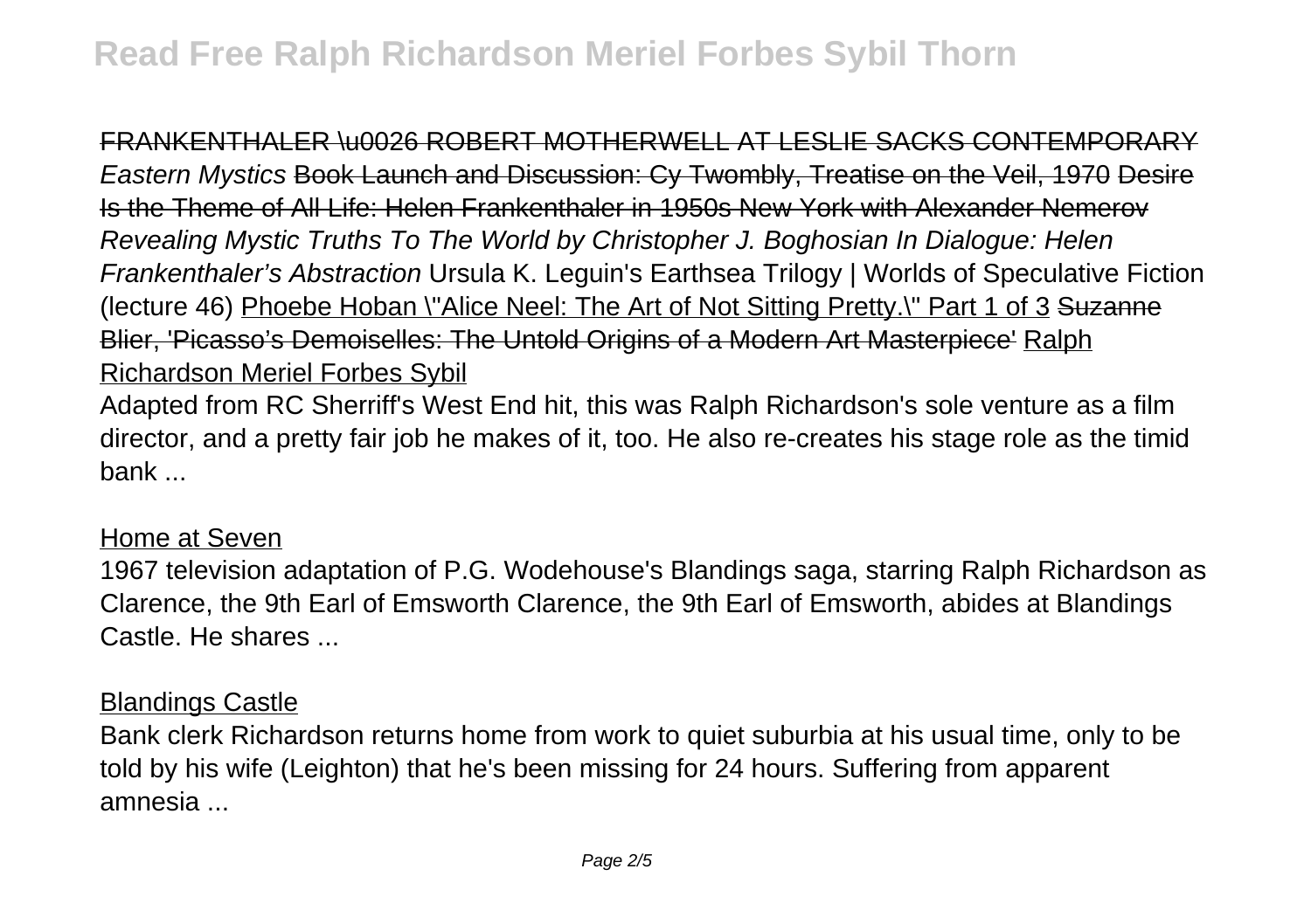~~FRANKENTHALER \u0026 ROBERT MOTHERWELL AT LESLIE SACKS CONTEMPORARY~~ *Eastern Mystics* ~~Book Launch and Discussion: Cy Twombly, Treatise on the Veil, 1970~~ ~~Desire Is the Theme of All Life: Helen Frankenthaler in 1950s New York with Alexander Nemerov~~ *Revealing Mystic Truths To The World by Christopher J. Boghosian* *In Dialogue: Helen Frankenthaler's Abstraction* Ursula K. Leguin's Earthsea Trilogy | Worlds of Speculative Fiction (lecture 46) Phoebe Hoban \"Alice Neel: The Art of Not Sitting Pretty.\" Part 1 of 3 ~~Suzanne Blier, 'Picasso's Demoiselles: The Untold Origins of a Modern Art Masterpiece'~~ Ralph Richardson Meriel Forbes Sybil

Adapted from RC Sherriff's West End hit, this was Ralph Richardson's sole venture as a film director, and a pretty fair job he makes of it, too. He also re-creates his stage role as the timid bank ...

## Home at Seven

1967 television adaptation of P.G. Wodehouse's Blandings saga, starring Ralph Richardson as Clarence, the 9th Earl of Emsworth Clarence, the 9th Earl of Emsworth, abides at Blandings Castle. He shares ...

## Blandings Castle

Bank clerk Richardson returns home from work to quiet suburbia at his usual time, only to be told by his wife (Leighton) that he's been missing for 24 hours. Suffering from apparent amnesia ...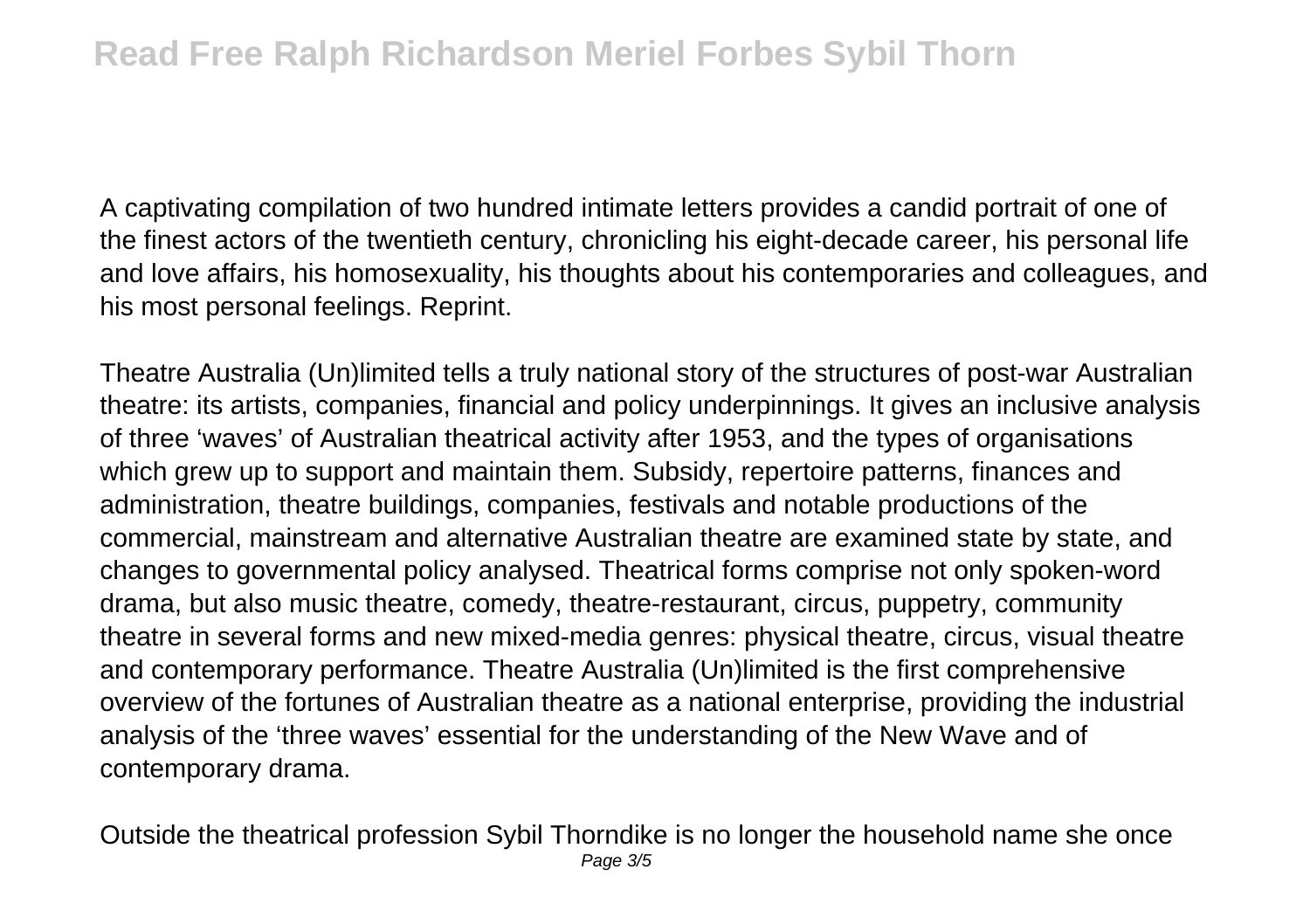A captivating compilation of two hundred intimate letters provides a candid portrait of one of the finest actors of the twentieth century, chronicling his eight-decade career, his personal life and love affairs, his homosexuality, his thoughts about his contemporaries and colleagues, and his most personal feelings. Reprint.

Theatre Australia (Un)limited tells a truly national story of the structures of post-war Australian theatre: its artists, companies, financial and policy underpinnings. It gives an inclusive analysis of three 'waves' of Australian theatrical activity after 1953, and the types of organisations which grew up to support and maintain them. Subsidy, repertoire patterns, finances and administration, theatre buildings, companies, festivals and notable productions of the commercial, mainstream and alternative Australian theatre are examined state by state, and changes to governmental policy analysed. Theatrical forms comprise not only spoken-word drama, but also music theatre, comedy, theatre-restaurant, circus, puppetry, community theatre in several forms and new mixed-media genres: physical theatre, circus, visual theatre and contemporary performance. Theatre Australia (Un)limited is the first comprehensive overview of the fortunes of Australian theatre as a national enterprise, providing the industrial analysis of the 'three waves' essential for the understanding of the New Wave and of contemporary drama.

Outside the theatrical profession Sybil Thorndike is no longer the household name she once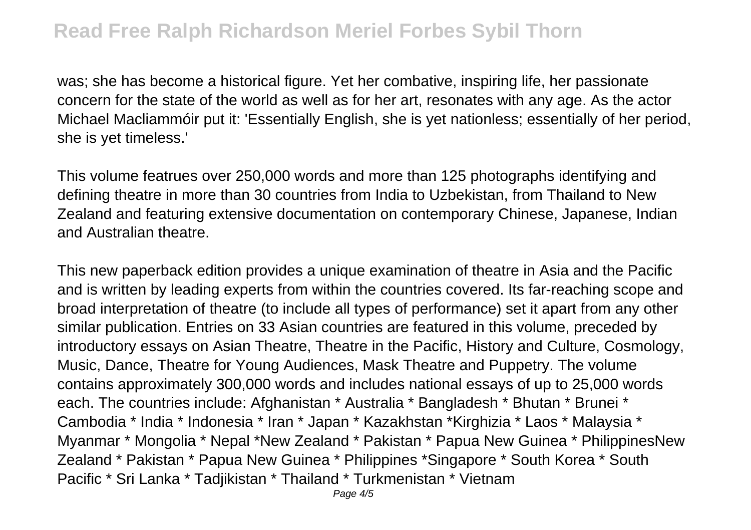was; she has become a historical figure. Yet her combative, inspiring life, her passionate concern for the state of the world as well as for her art, resonates with any age. As the actor Michael Macliammóir put it: 'Essentially English, she is yet nationless; essentially of her period, she is yet timeless.'

This volume featrues over 250,000 words and more than 125 photographs identifying and defining theatre in more than 30 countries from India to Uzbekistan, from Thailand to New Zealand and featuring extensive documentation on contemporary Chinese, Japanese, Indian and Australian theatre.

This new paperback edition provides a unique examination of theatre in Asia and the Pacific and is written by leading experts from within the countries covered. Its far-reaching scope and broad interpretation of theatre (to include all types of performance) set it apart from any other similar publication. Entries on 33 Asian countries are featured in this volume, preceded by introductory essays on Asian Theatre, Theatre in the Pacific, History and Culture, Cosmology, Music, Dance, Theatre for Young Audiences, Mask Theatre and Puppetry. The volume contains approximately 300,000 words and includes national essays of up to 25,000 words each. The countries include: Afghanistan * Australia * Bangladesh * Bhutan * Brunei * Cambodia * India * Indonesia * Iran * Japan * Kazakhstan *Kirghizia * Laos * Malaysia * Myanmar * Mongolia * Nepal *New Zealand * Pakistan * Papua New Guinea * PhilippinesNew Zealand * Pakistan * Papua New Guinea * Philippines *Singapore * South Korea * South Pacific * Sri Lanka * Tadjikistan * Thailand * Turkmenistan * Vietnam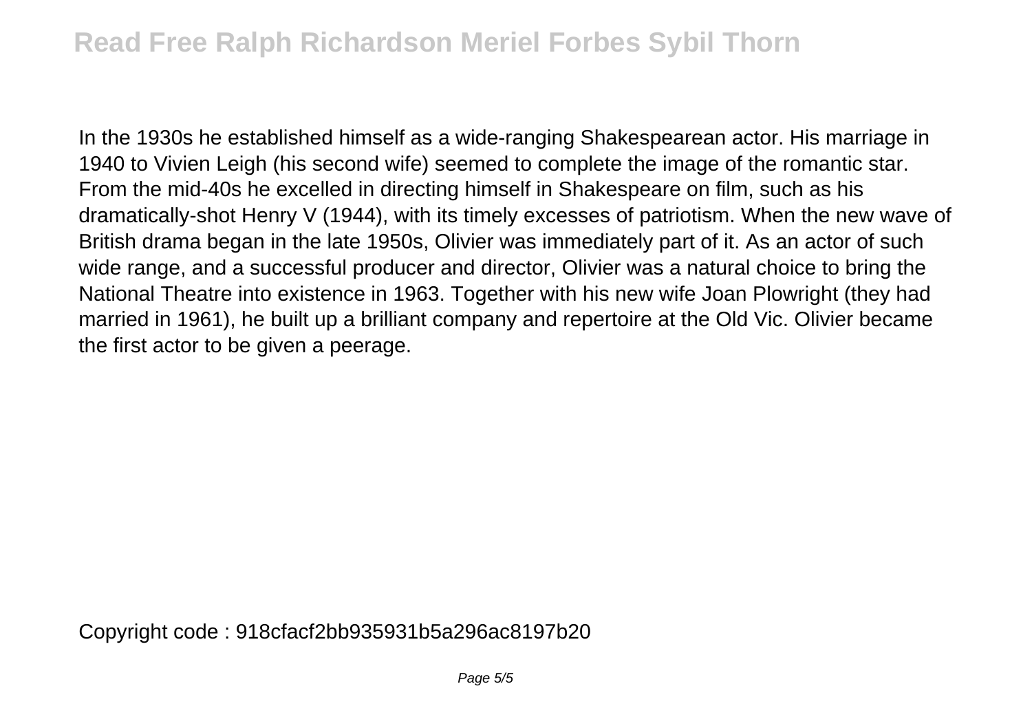In the 1930s he established himself as a wide-ranging Shakespearean actor. His marriage in 1940 to Vivien Leigh (his second wife) seemed to complete the image of the romantic star. From the mid-40s he excelled in directing himself in Shakespeare on film, such as his dramatically-shot Henry V (1944), with its timely excesses of patriotism. When the new wave of British drama began in the late 1950s, Olivier was immediately part of it. As an actor of such wide range, and a successful producer and director, Olivier was a natural choice to bring the National Theatre into existence in 1963. Together with his new wife Joan Plowright (they had married in 1961), he built up a brilliant company and repertoire at the Old Vic. Olivier became the first actor to be given a peerage.

Copyright code : 918cfacf2bb935931b5a296ac8197b20